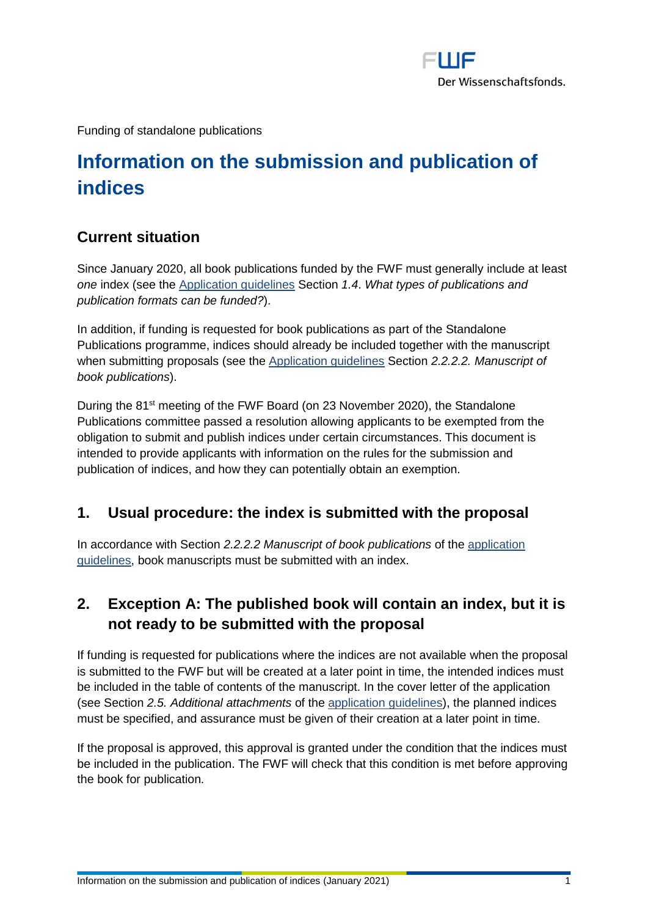Funding of standalone publications

# Information on the submission and publication of indices

## Current situation

Since January 2020, all book publications funded by the FWF must generally include at least *one* index (see the Application guidelines Section *1.4. What types of publications and publication formats can be funded?*).

In addition, if funding is requested for book publications as part of the Standalone Publications programme, indices should already be included together with the manuscript when submitting proposals (see the Application guidelines Section *2.2.2.2. Manuscript of book publications*).

During the 81st meeting of the FWF Board (on 23 November 2020), the Standalone Publications committee passed a resolution allowing applicants to be exempted from the obligation to submit and publish indices under certain circumstances. This document is intended to provide applicants with information on the rules for the submission and publication of indices, and how they can potentially obtain an exemption.

## 1. Usual procedure: the index is submitted with the proposal

In accordance with Section *2.2.2.2 Manuscript of book publications* of the application guidelines, book manuscripts must be submitted with an index.

## 2. Exception A: The published book will contain an index, but it is not ready to be submitted with the proposal

If funding is requested for publications where the indices are not available when the proposal is submitted to the FWF but will be created at a later point in time, the intended indices must be included in the table of contents of the manuscript. In the cover letter of the application (see Section *2.5. Additional attachments* of the application guidelines), the planned indices must be specified, and assurance must be given of their creation at a later point in time.

If the proposal is approved, this approval is granted under the condition that the indices must be included in the publication. The FWF will check that this condition is met before approving the book for publication.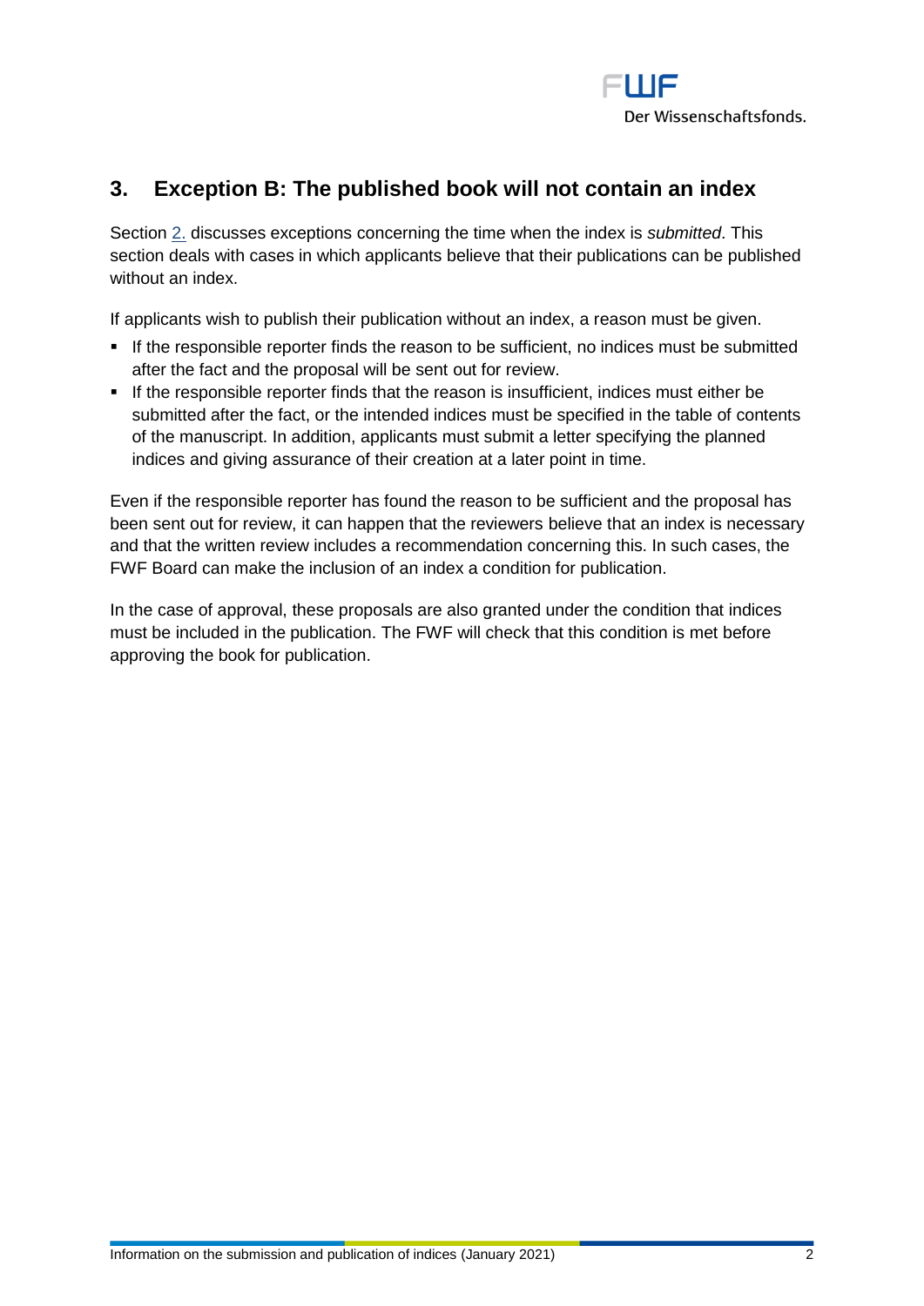## 3. Exception B: The published book will not contain an index

Section 2. discusses exceptions concerning the time when the index is *submitted*. This section deals with cases in which applicants believe that their publications can be published without an index.

If applicants wish to publish their publication without an index, a reason must be given.

- If the responsible reporter finds the reason to be sufficient, no indices must be submitted after the fact and the proposal will be sent out for review.
- If the responsible reporter finds that the reason is insufficient, indices must either be submitted after the fact, or the intended indices must be specified in the table of contents of the manuscript. In addition, applicants must submit a letter specifying the planned indices and giving assurance of their creation at a later point in time.

Even if the responsible reporter has found the reason to be sufficient and the proposal has been sent out for review, it can happen that the reviewers believe that an index is necessary and that the written review includes a recommendation concerning this. In such cases, the FWF Board can make the inclusion of an index a condition for publication.

In the case of approval, these proposals are also granted under the condition that indices must be included in the publication. The FWF will check that this condition is met before approving the book for publication.